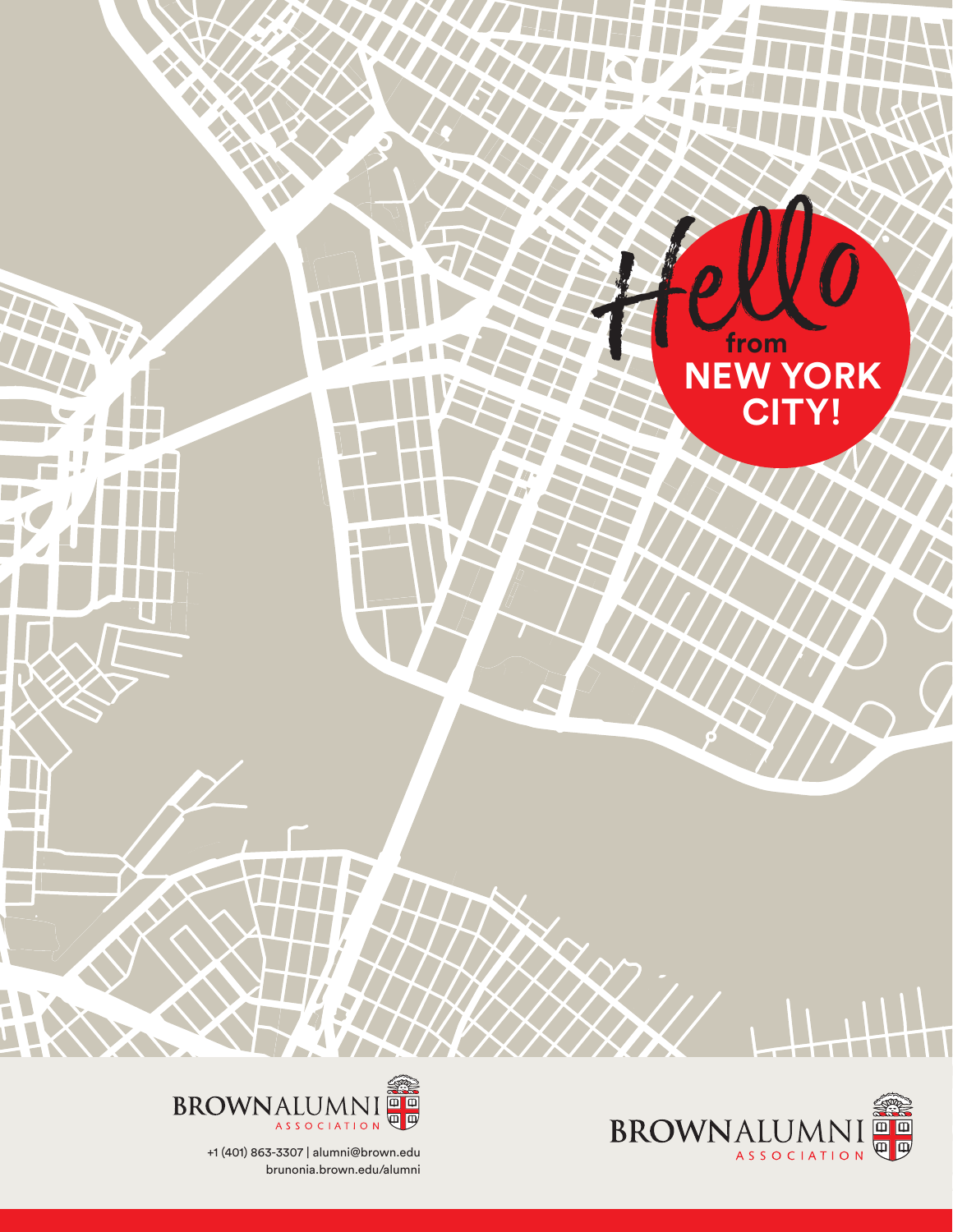# Hello from NEW YORK CITY!

BROWN ALUMNI ASSOCIATION

+1 (401) 863-3307 | alumni@brown.edu
brunonia.brown.edu/alumni

BROWN ALUMNI ASSOCIATION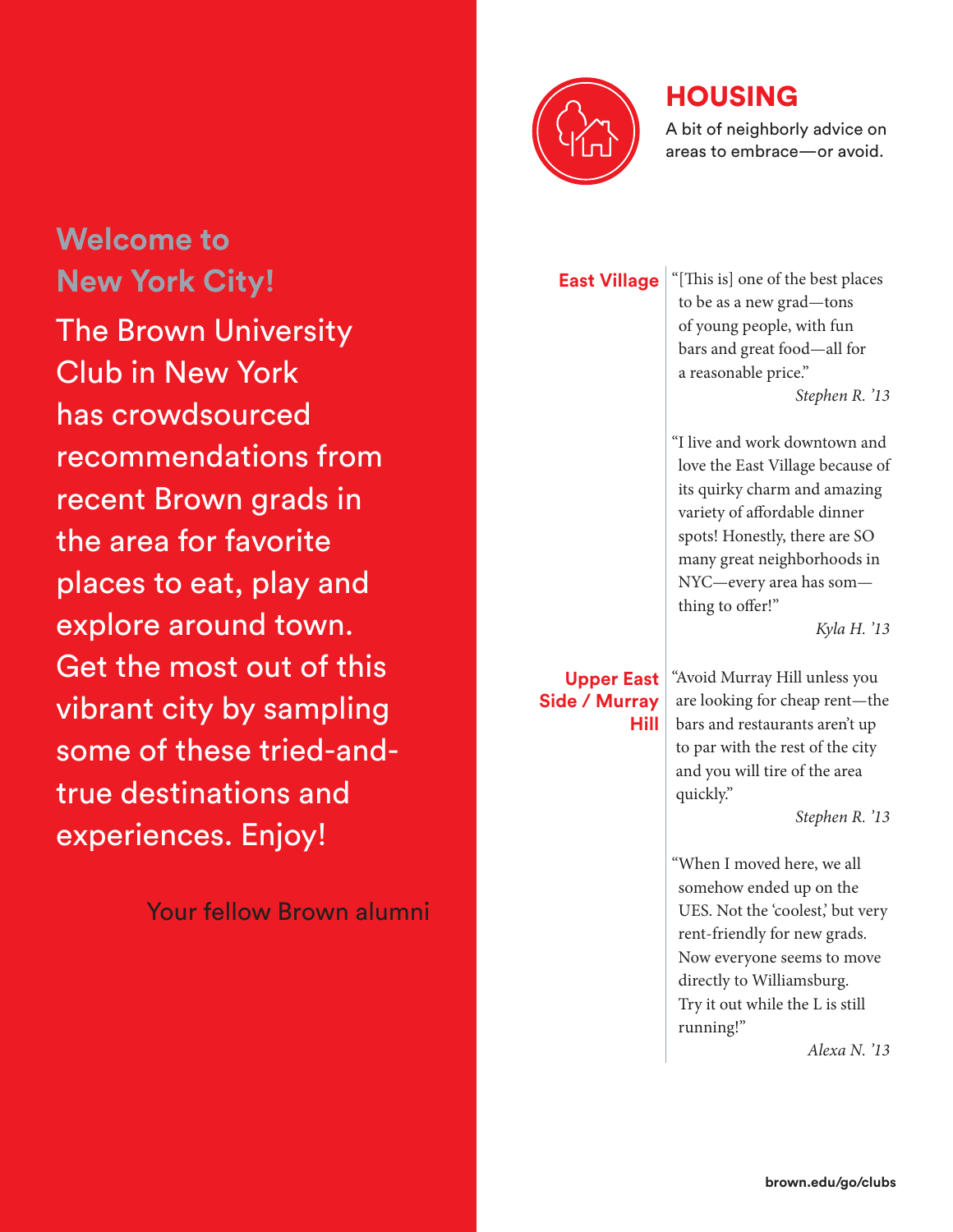## Welcome to New York City!

The Brown University Club in New York has crowdsourced recommendations from recent Brown grads in the area for favorite places to eat, play and explore around town. Get the most out of this vibrant city by sampling some of these tried-and-true destinations and experiences. Enjoy!

Your fellow Brown alumni

# HOUSING

A bit of neighborly advice on areas to embrace—or avoid.

### East Village

"[This is] one of the best places to be as a new grad—tons of young people, with fun bars and great food—all for a reasonable price."

*Stephen R. '13*

"I live and work downtown and love the East Village because of its quirky charm and amazing variety of affordable dinner spots! Honestly, there are SO many great neighborhoods in NYC—every area has som—thing to offer!"

*Kyla H. '13*

### Upper East Side / Murray Hill

"Avoid Murray Hill unless you are looking for cheap rent—the bars and restaurants aren't up to par with the rest of the city and you will tire of the area quickly."

*Stephen R. '13*

"When I moved here, we all somehow ended up on the UES. Not the 'coolest,' but very rent-friendly for new grads. Now everyone seems to move directly to Williamsburg. Try it out while the L is still running!"

*Alexa N. '13*

brown.edu/go/clubs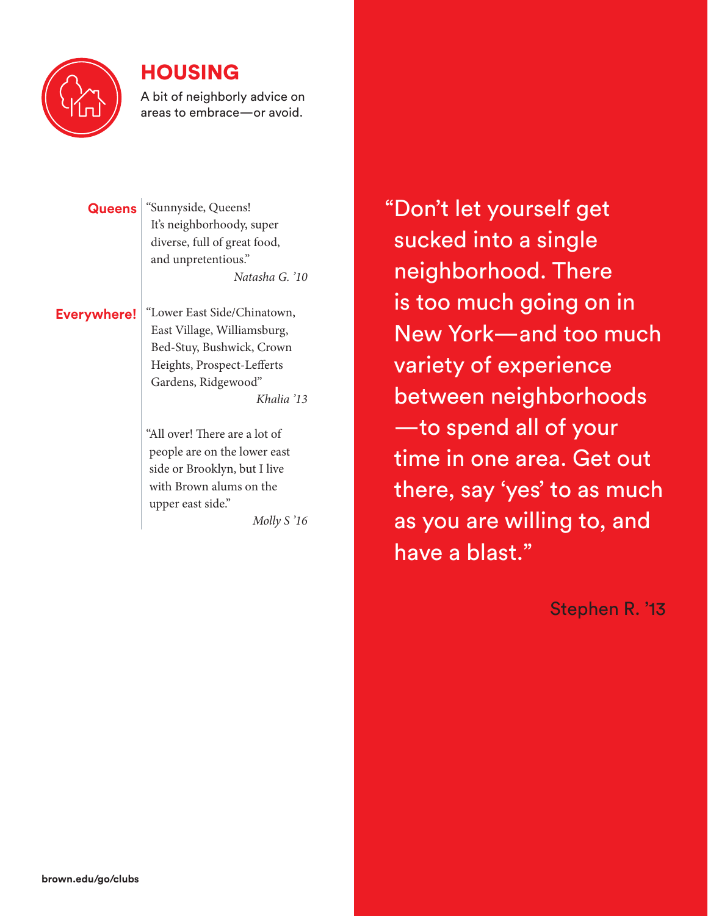## HOUSING

A bit of neighborly advice on areas to embrace—or avoid.

**Queens**

"Sunnyside, Queens! It's neighborhoody, super diverse, full of great food, and unpretentious."

*Natasha G. '10*

**Everywhere!**

"Lower East Side/Chinatown, East Village, Williamsburg, Bed-Stuy, Bushwick, Crown Heights, Prospect-Lefferts Gardens, Ridgewood"

*Khalia '13*

"All over! There are a lot of people are on the lower east side or Brooklyn, but I live with Brown alums on the upper east side."

*Molly S '16*

"Don't let yourself get sucked into a single neighborhood. There is too much going on in New York—and too much variety of experience between neighborhoods—to spend all of your time in one area. Get out there, say 'yes' to as much as you are willing to, and have a blast."

Stephen R. '13

brown.edu/go/clubs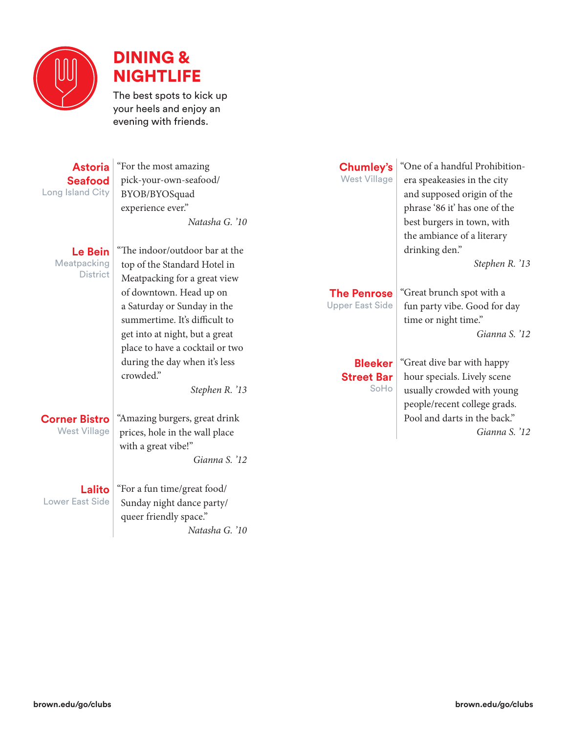# DINING & NIGHTLIFE

The best spots to kick up your heels and enjoy an evening with friends.

**Astoria Seafood**
Long Island City

"For the most amazing pick-your-own-seafood/ BYOB/BYOSquad experience ever."

*Natasha G. '10*

**Le Bein**
Meatpacking District

"The indoor/outdoor bar at the top of the Standard Hotel in Meatpacking for a great view of downtown. Head up on a Saturday or Sunday in the summertime. It's difficult to get into at night, but a great place to have a cocktail or two during the day when it's less crowded."

*Stephen R. '13*

**Corner Bistro**
West Village

"Amazing burgers, great drink prices, hole in the wall place with a great vibe!"

*Gianna S. '12*

**Lalito**
Lower East Side

"For a fun time/great food/ Sunday night dance party/ queer friendly space."

*Natasha G. '10*

**Chumley's**
West Village

"One of a handful Prohibition-era speakeasies in the city and supposed origin of the phrase '86 it' has one of the best burgers in town, with the ambiance of a literary drinking den."

*Stephen R. '13*

**The Penrose**
Upper East Side

"Great brunch spot with a fun party vibe. Good for day time or night time."

*Gianna S. '12*

**Bleeker Street Bar**
SoHo

"Great dive bar with happy hour specials. Lively scene usually crowded with young people/recent college grads. Pool and darts in the back."

*Gianna S. '12*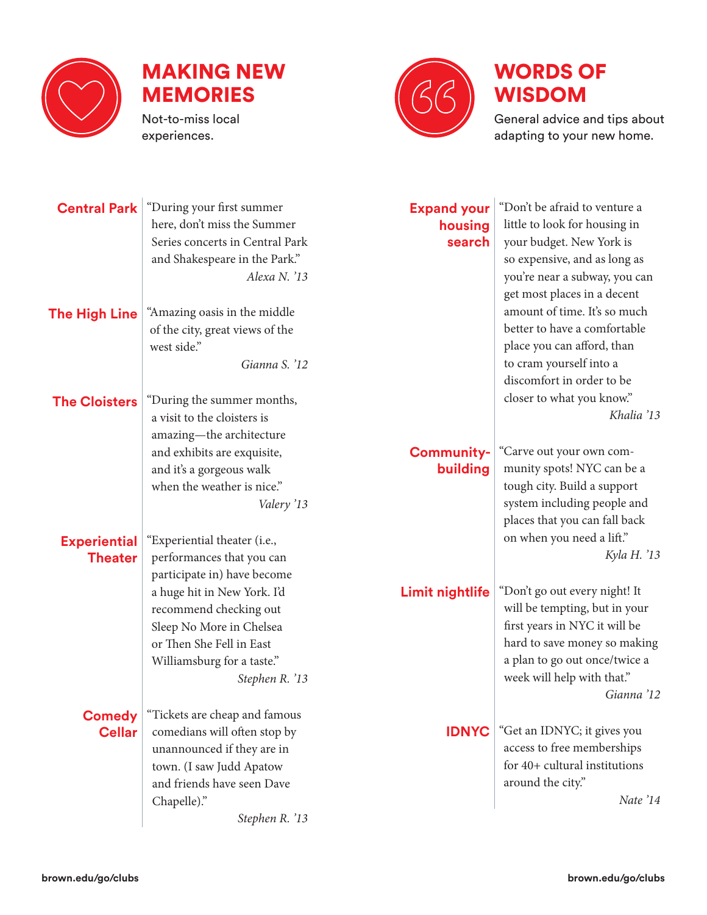## MAKING NEW MEMORIES

Not-to-miss local experiences.

**Central Park**

"During your first summer here, don't miss the Summer Series concerts in Central Park and Shakespeare in the Park."

*Alexa N. '13*

**The High Line**

"Amazing oasis in the middle of the city, great views of the west side."

*Gianna S. '12*

**The Cloisters**

"During the summer months, a visit to the cloisters is amazing—the architecture and exhibits are exquisite, and it's a gorgeous walk when the weather is nice."

*Valery '13*

**Experiential Theater**

"Experiential theater (i.e., performances that you can participate in) have become a huge hit in New York. I'd recommend checking out Sleep No More in Chelsea or Then She Fell in East Williamsburg for a taste."

*Stephen R. '13*

**Comedy Cellar**

"Tickets are cheap and famous comedians will often stop by unannounced if they are in town. (I saw Judd Apatow and friends have seen Dave Chapelle)."

*Stephen R. '13*

## WORDS OF WISDOM

General advice and tips about adapting to your new home.

**Expand your housing search**

"Don't be afraid to venture a little to look for housing in your budget. New York is so expensive, and as long as you're near a subway, you can get most places in a decent amount of time. It's so much better to have a comfortable place you can afford, than to cram yourself into a discomfort in order to be closer to what you know."

*Khalia '13*

**Community-building**

"Carve out your own community spots! NYC can be a tough city. Build a support system including people and places that you can fall back on when you need a lift."

*Kyla H. '13*

**Limit nightlife**

"Don't go out every night! It will be tempting, but in your first years in NYC it will be hard to save money so making a plan to go out once/twice a week will help with that."

*Gianna '12*

**IDNYC**

"Get an IDNYC; it gives you access to free memberships for 40+ cultural institutions around the city."

*Nate '14*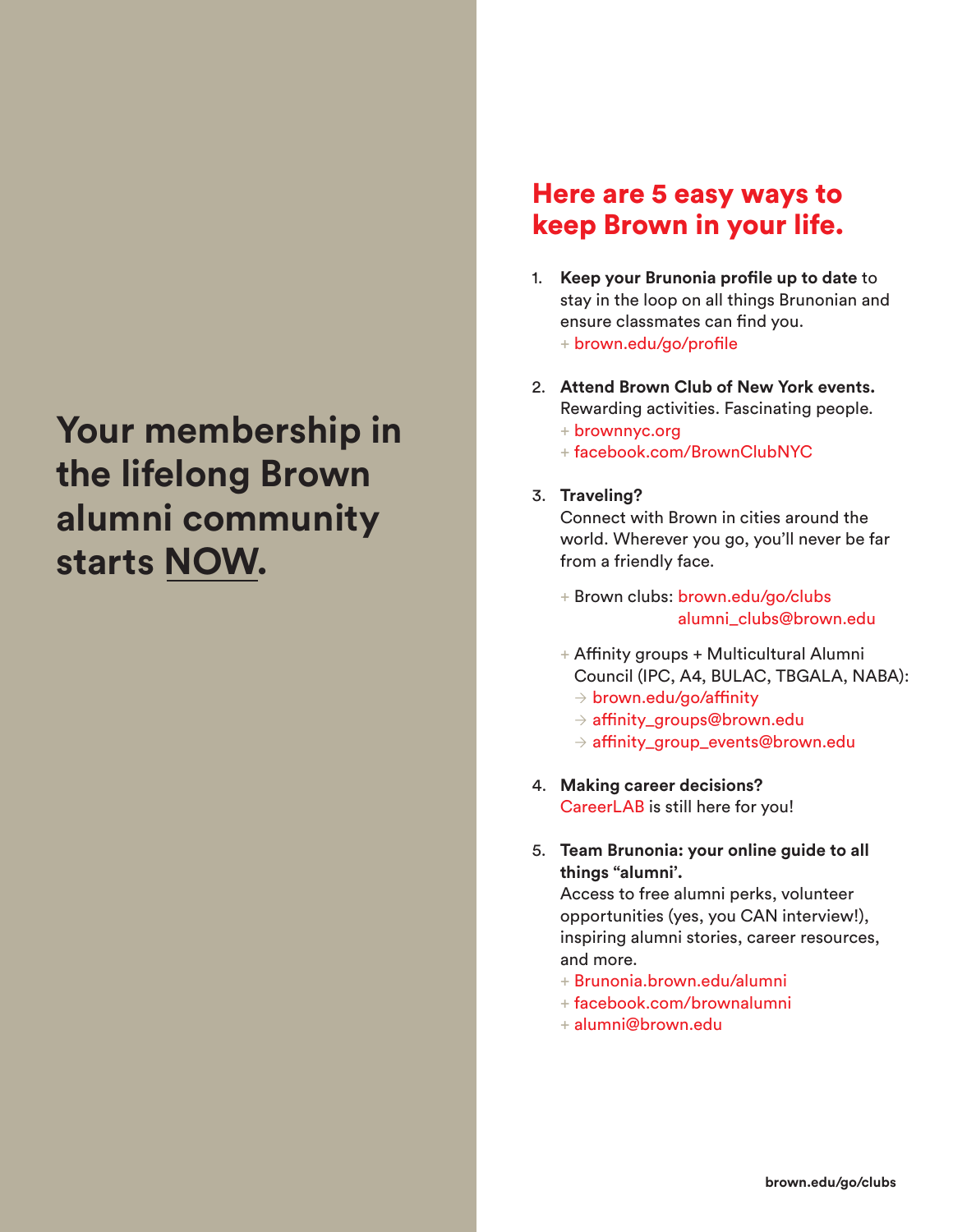# Your membership in the lifelong Brown alumni community starts NOW.

## Here are 5 easy ways to keep Brown in your life.

1. **Keep your Brunonia profile up to date** to stay in the loop on all things Brunonian and ensure classmates can find you.
   + brown.edu/go/profile

2. **Attend Brown Club of New York events.** Rewarding activities. Fascinating people.
   + brownnyc.org
   + facebook.com/BrownClubNYC

3. **Traveling?**
   Connect with Brown in cities around the world. Wherever you go, you'll never be far from a friendly face.

   + Brown clubs: brown.edu/go/clubs
     alumni_clubs@brown.edu

   + Affinity groups + Multicultural Alumni Council (IPC, A4, BULAC, TBGALA, NABA):
     → brown.edu/go/affinity
     → affinity_groups@brown.edu
     → affinity_group_events@brown.edu

4. **Making career decisions?**
   CareerLAB is still here for you!

5. **Team Brunonia: your online guide to all things "alumni'.**
   Access to free alumni perks, volunteer opportunities (yes, you CAN interview!), inspiring alumni stories, career resources, and more.
   + Brunonia.brown.edu/alumni
   + facebook.com/brownalumni
   + alumni@brown.edu